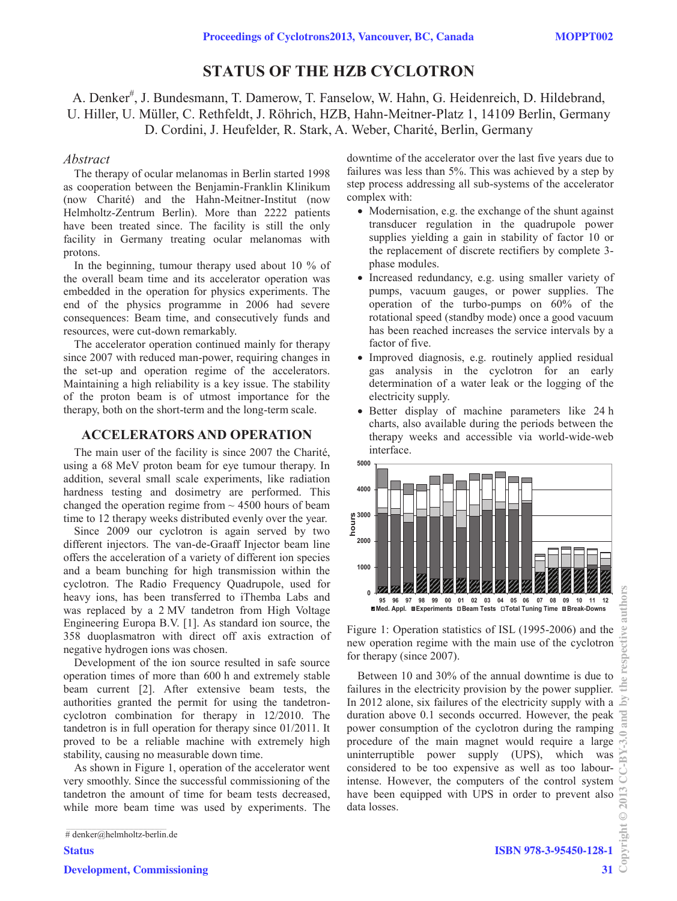# STATUS OF THE HZB CYCLOTRON

A. Denker#, J. Bundesmann, T. Damerow, T. Fanselow, W. Hahn, G. Heidenreich, D. Hildebrand, U. Hiller, U. Müller, C. Rethfeldt, J. Röhrich, HZB, Hahn-Meitner-Platz 1, 14109 Berlin, Germany
D. Cordini, J. Heufelder, R. Stark, A. Weber, Charité, Berlin, Germany

*Abstract*

The therapy of ocular melanomas in Berlin started 1998 as cooperation between the Benjamin-Franklin Klinikum (now Charité) and the Hahn-Meitner-Institut (now Helmholtz-Zentrum Berlin). More than 2222 patients have been treated since. The facility is still the only facility in Germany treating ocular melanomas with protons.

In the beginning, tumour therapy used about 10 % of the overall beam time and its accelerator operation was embedded in the operation for physics experiments. The end of the physics programme in 2006 had severe consequences: Beam time, and consecutively funds and resources, were cut-down remarkably.

The accelerator operation continued mainly for therapy since 2007 with reduced man-power, requiring changes in the set-up and operation regime of the accelerators. Maintaining a high reliability is a key issue. The stability of the proton beam is of utmost importance for the therapy, both on the short-term and the long-term scale.

## ACCELERATORS AND OPERATION

The main user of the facility is since 2007 the Charité, using a 68 MeV proton beam for eye tumour therapy. In addition, several small scale experiments, like radiation hardness testing and dosimetry are performed. This changed the operation regime from ~ 4500 hours of beam time to 12 therapy weeks distributed evenly over the year.

Since 2009 our cyclotron is again served by two different injectors. The van-de-Graaff Injector beam line offers the acceleration of a variety of different ion species and a beam bunching for high transmission within the cyclotron. The Radio Frequency Quadrupole, used for heavy ions, has been transferred to iThemba Labs and was replaced by a 2 MV tandetron from High Voltage Engineering Europa B.V. [1]. As standard ion source, the 358 duoplasmatron with direct off axis extraction of negative hydrogen ions was chosen.

Development of the ion source resulted in safe source operation times of more than 600 h and extremely stable beam current [2]. After extensive beam tests, the authorities granted the permit for using the tandetron-cyclotron combination for therapy in 12/2010. The tandetron is in full operation for therapy since 01/2011. It proved to be a reliable machine with extremely high stability, causing no measurable down time.

As shown in Figure 1, operation of the accelerator went very smoothly. Since the successful commissioning of the tandetron the amount of time for beam tests decreased, while more beam time was used by experiments. The downtime of the accelerator over the last five years due to failures was less than 5%. This was achieved by a step by step process addressing all sub-systems of the accelerator complex with:

- Modernisation, e.g. the exchange of the shunt against transducer regulation in the quadrupole power supplies yielding a gain in stability of factor 10 or the replacement of discrete rectifiers by complete 3-phase modules.
- Increased redundancy, e.g. using smaller variety of pumps, vacuum gauges, or power supplies. The operation of the turbo-pumps on 60% of the rotational speed (standby mode) once a good vacuum has been reached increases the service intervals by a factor of five.
- Improved diagnosis, e.g. routinely applied residual gas analysis in the cyclotron for an early determination of a water leak or the logging of the electricity supply.
- Better display of machine parameters like 24 h charts, also available during the periods between the therapy weeks and accessible via world-wide-web interface.

Figure 1: Operation statistics of ISL (1995-2006) and the new operation regime with the main use of the cyclotron for therapy (since 2007).

Between 10 and 30% of the annual downtime is due to failures in the electricity provision by the power supplier. In 2012 alone, six failures of the electricity supply with a duration above 0.1 seconds occurred. However, the peak power consumption of the cyclotron during the ramping procedure of the main magnet would require a large uninterruptible power supply (UPS), which was considered to be too expensive as well as too labour-intense. However, the computers of the control system have been equipped with UPS in order to prevent also data losses.

# denker@helmholtz-berlin.de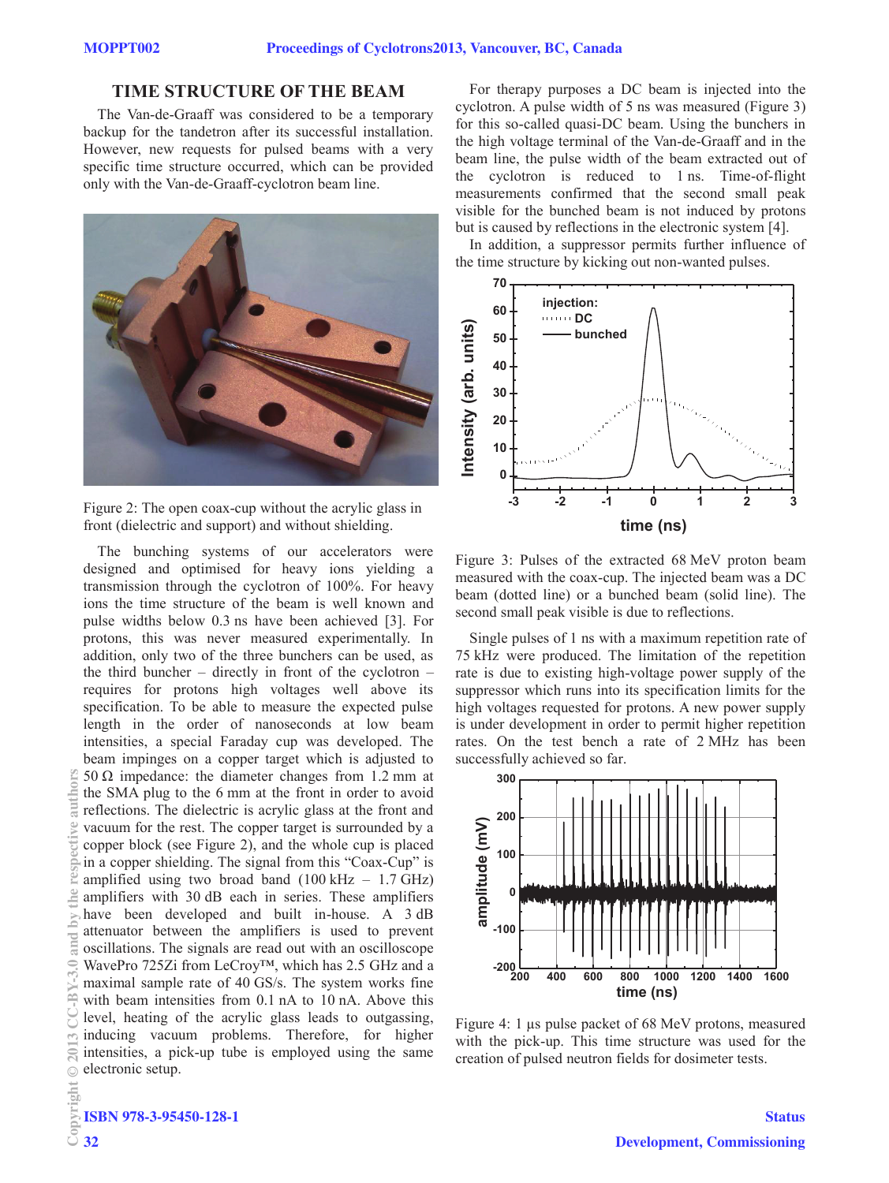## TIME STRUCTURE OF THE BEAM

The Van-de-Graaff was considered to be a temporary backup for the tandetron after its successful installation. However, new requests for pulsed beams with a very specific time structure occurred, which can be provided only with the Van-de-Graaff-cyclotron beam line.

Figure 2: The open coax-cup without the acrylic glass in front (dielectric and support) and without shielding.

The bunching systems of our accelerators were designed and optimised for heavy ions yielding a transmission through the cyclotron of 100%. For heavy ions the time structure of the beam is well known and pulse widths below 0.3 ns have been achieved [3]. For protons, this was never measured experimentally. In addition, only two of the three bunchers can be used, as the third buncher – directly in front of the cyclotron – requires for protons high voltages well above its specification. To be able to measure the expected pulse length in the order of nanoseconds at low beam intensities, a special Faraday cup was developed. The beam impinges on a copper target which is adjusted to 50 Ω impedance: the diameter changes from 1.2 mm at the SMA plug to the 6 mm at the front in order to avoid reflections. The dielectric is acrylic glass at the front and vacuum for the rest. The copper target is surrounded by a copper block (see Figure 2), and the whole cup is placed in a copper shielding. The signal from this "Coax-Cup" is amplified using two broad band (100 kHz – 1.7 GHz) amplifiers with 30 dB each in series. These amplifiers have been developed and built in-house. A 3 dB attenuator between the amplifiers is used to prevent oscillations. The signals are read out with an oscilloscope WavePro 725Zi from LeCroy™, which has 2.5 GHz and a maximal sample rate of 40 GS/s. The system works fine with beam intensities from 0.1 nA to 10 nA. Above this level, heating of the acrylic glass leads to outgassing, inducing vacuum problems. Therefore, for higher intensities, a pick-up tube is employed using the same electronic setup.

For therapy purposes a DC beam is injected into the cyclotron. A pulse width of 5 ns was measured (Figure 3) for this so-called quasi-DC beam. Using the bunchers in the high voltage terminal of the Van-de-Graaff and in the beam line, the pulse width of the beam extracted out of the cyclotron is reduced to 1 ns. Time-of-flight measurements confirmed that the second small peak visible for the bunched beam is not induced by protons but is caused by reflections in the electronic system [4].

In addition, a suppressor permits further influence of the time structure by kicking out non-wanted pulses.

Figure 3: Pulses of the extracted 68 MeV proton beam measured with the coax-cup. The injected beam was a DC beam (dotted line) or a bunched beam (solid line). The second small peak visible is due to reflections.

Single pulses of 1 ns with a maximum repetition rate of 75 kHz were produced. The limitation of the repetition rate is due to existing high-voltage power supply of the suppressor which runs into its specification limits for the high voltages requested for protons. A new power supply is under development in order to permit higher repetition rates. On the test bench a rate of 2 MHz has been successfully achieved so far.

Figure 4: 1 µs pulse packet of 68 MeV protons, measured with the pick-up. This time structure was used for the creation of pulsed neutron fields for dosimeter tests.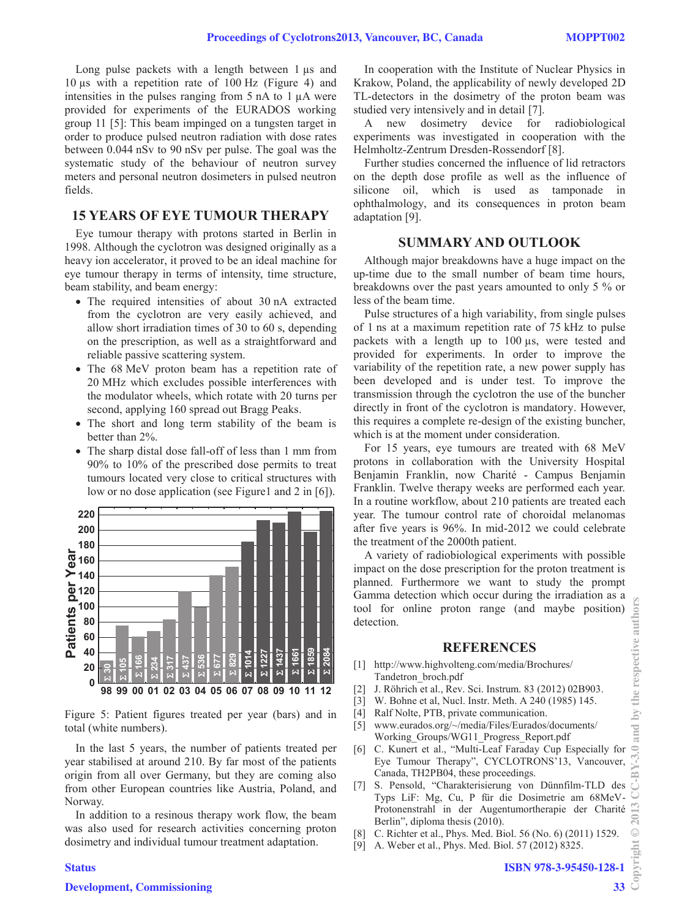Long pulse packets with a length between 1 µs and 10 µs with a repetition rate of 100 Hz (Figure 4) and intensities in the pulses ranging from 5 nA to 1 µA were provided for experiments of the EURADOS working group 11 [5]: This beam impinged on a tungsten target in order to produce pulsed neutron radiation with dose rates between 0.044 nSv to 90 nSv per pulse. The goal was the systematic study of the behaviour of neutron survey meters and personal neutron dosimeters in pulsed neutron fields.

## 15 YEARS OF EYE TUMOUR THERAPY

Eye tumour therapy with protons started in Berlin in 1998. Although the cyclotron was designed originally as a heavy ion accelerator, it proved to be an ideal machine for eye tumour therapy in terms of intensity, time structure, beam stability, and beam energy:

- The required intensities of about 30 nA extracted from the cyclotron are very easily achieved, and allow short irradiation times of 30 to 60 s, depending on the prescription, as well as a straightforward and reliable passive scattering system.
- The 68 MeV proton beam has a repetition rate of 20 MHz which excludes possible interferences with the modulator wheels, which rotate with 20 turns per second, applying 160 spread out Bragg Peaks.
- The short and long term stability of the beam is better than 2%.
- The sharp distal dose fall-off of less than 1 mm from 90% to 10% of the prescribed dose permits to treat tumours located very close to critical structures with low or no dose application (see Figure1 and 2 in [6]).

Patients per Year

0 20 40 60 80 100 120 140 160 180 200 220

98 99 00 01 02 03 04 05 06 07 08 09 10 11 12

Σ 30 Σ 105 Σ 166 Σ 234 Σ 317 Σ 437 Σ 536 Σ 677 Σ 829 Σ 1014 Σ 1227 Σ 1437 Σ 1661 Σ 1859 Σ 2084

Figure 5: Patient figures treated per year (bars) and in total (white numbers).

In the last 5 years, the number of patients treated per year stabilised at around 210. By far most of the patients origin from all over Germany, but they are coming also from other European countries like Austria, Poland, and Norway.

In addition to a resinous therapy work flow, the beam was also used for research activities concerning proton dosimetry and individual tumour treatment adaptation.

In cooperation with the Institute of Nuclear Physics in Krakow, Poland, the applicability of newly developed 2D TL-detectors in the dosimetry of the proton beam was studied very intensively and in detail [7].

A new dosimetry device for radiobiological experiments was investigated in cooperation with the Helmholtz-Zentrum Dresden-Rossendorf [8].

Further studies concerned the influence of lid retractors on the depth dose profile as well as the influence of silicone oil, which is used as tamponade in ophthalmology, and its consequences in proton beam adaptation [9].

## SUMMARY AND OUTLOOK

Although major breakdowns have a huge impact on the up-time due to the small number of beam time hours, breakdowns over the past years amounted to only 5 % or less of the beam time.

Pulse structures of a high variability, from single pulses of 1 ns at a maximum repetition rate of 75 kHz to pulse packets with a length up to 100 µs, were tested and provided for experiments. In order to improve the variability of the repetition rate, a new power supply has been developed and is under test. To improve the transmission through the cyclotron the use of the buncher directly in front of the cyclotron is mandatory. However, this requires a complete re-design of the existing buncher, which is at the moment under consideration.

For 15 years, eye tumours are treated with 68 MeV protons in collaboration with the University Hospital Benjamin Franklin, now Charité - Campus Benjamin Franklin. Twelve therapy weeks are performed each year. In a routine workflow, about 210 patients are treated each year. The tumour control rate of choroidal melanomas after five years is 96%. In mid-2012 we could celebrate the treatment of the 2000th patient.

A variety of radiobiological experiments with possible impact on the dose prescription for the proton treatment is planned. Furthermore we want to study the prompt Gamma detection which occur during the irradiation as a tool for online proton range (and maybe position) detection.

## REFERENCES

[1] http://www.highvolteng.com/media/Brochures/Tandetron_broch.pdf
[2] J. Röhrich et al., Rev. Sci. Instrum. 83 (2012) 02B903.
[3] W. Bohne et al, Nucl. Instr. Meth. A 240 (1985) 145.
[4] Ralf Nolte, PTB, private communication.
[5] www.eurados.org/~/media/Files/Eurados/documents/Working_Groups/WG11_Progress_Report.pdf
[6] C. Kunert et al., "Multi-Leaf Faraday Cup Especially for Eye Tumour Therapy", CYCLOTRONS'13, Vancouver, Canada, TH2PB04, these proceedings.
[7] S. Pensold, "Charakterisierung von Dünnfilm-TLD des Typs LiF: Mg, Cu, P für die Dosimetrie am 68MeV-Protonenstrahl in der Augentumortherapie der Charité Berlin", diploma thesis (2010).
[8] C. Richter et al., Phys. Med. Biol. 56 (No. 6) (2011) 1529.
[9] A. Weber et al., Phys. Med. Biol. 57 (2012) 8325.